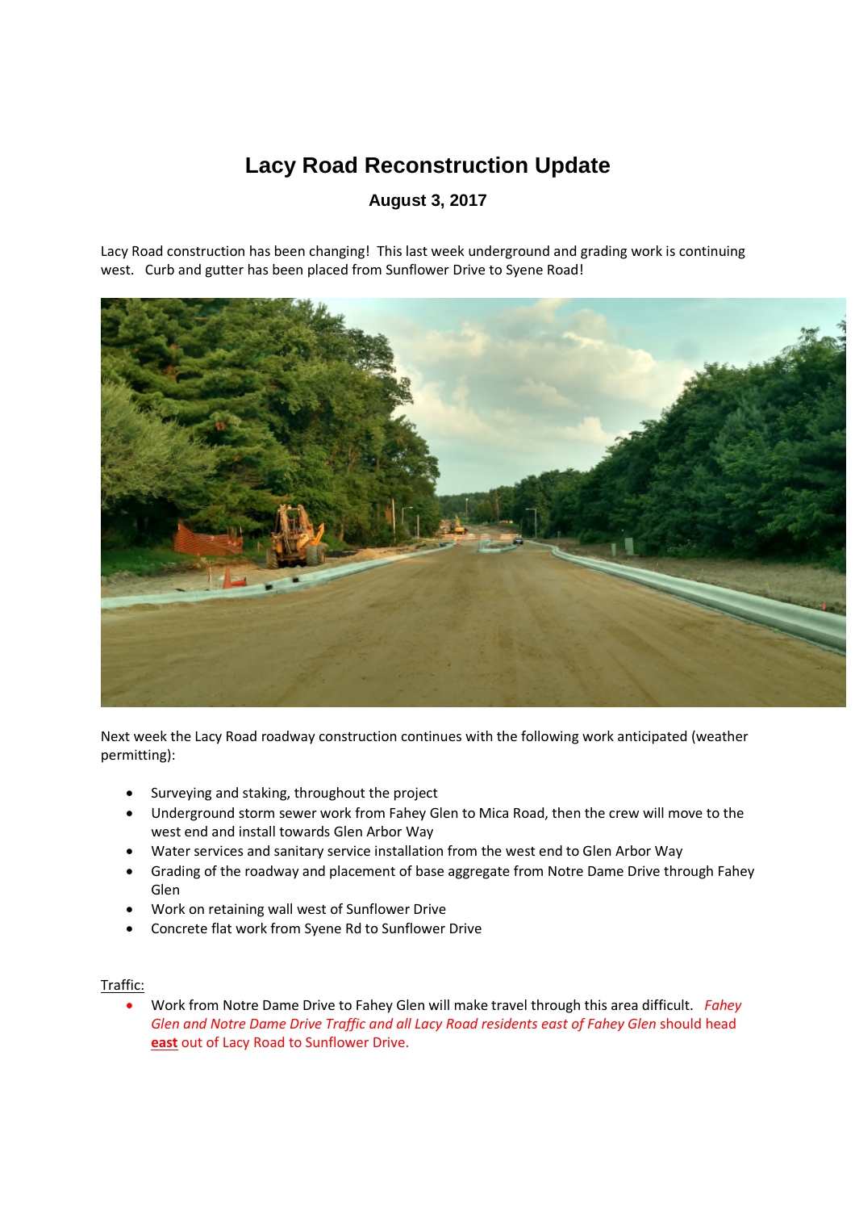# Lacy Road Reconstruction Update

### August 3, 2017

Lacy Road construction has been changing! This last week underground and grading work is continuing west. Curb and gutter has been placed from Sunflower Drive to Syene Road!

Next week the Lacy Road roadway construction continues with the following work anticipated (weather permitting):

- Surveying and staking, throughout the project
- Underground storm sewer work from Fahey Glen to Mica Road, then the crew will move to the west end and install towards Glen Arbor Way
- Water services and sanitary service installation from the west end to Glen Arbor Way
- Grading of the roadway and placement of base aggregate from Notre Dame Drive through Fahey Glen
- Work on retaining wall west of Sunflower Drive
- Concrete flat work from Syene Rd to Sunflower Drive

Traffic:

- Work from Notre Dame Drive to Fahey Glen will make travel through this area difficult. *Fahey Glen and Notre Dame Drive Traffic and all Lacy Road residents east of Fahey Glen* should head **east** out of Lacy Road to Sunflower Drive.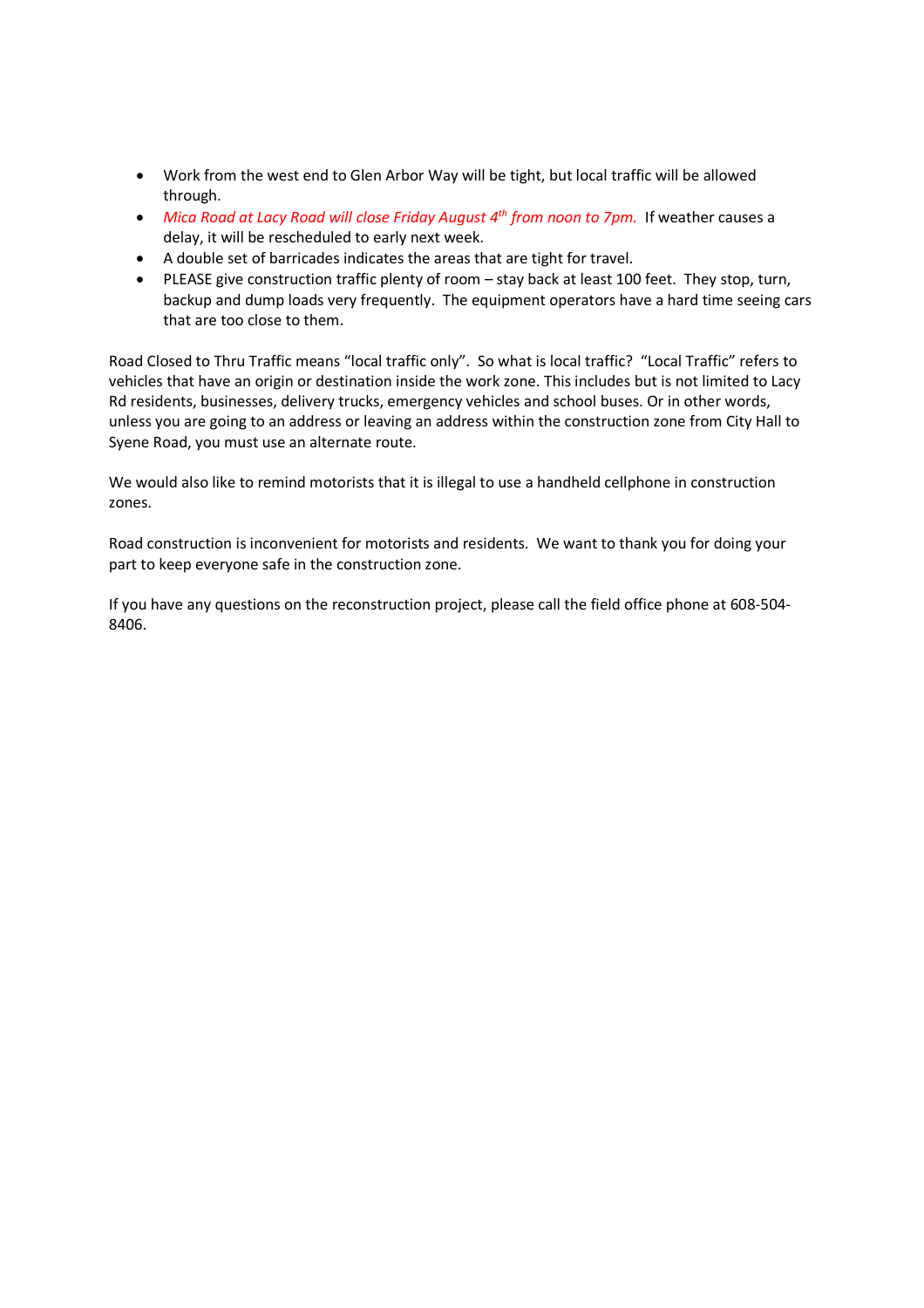- Work from the west end to Glen Arbor Way will be tight, but local traffic will be allowed through.
- *Mica Road at Lacy Road will close Friday August 4th from noon to 7pm.* If weather causes a delay, it will be rescheduled to early next week.
- A double set of barricades indicates the areas that are tight for travel.
- PLEASE give construction traffic plenty of room – stay back at least 100 feet. They stop, turn, backup and dump loads very frequently. The equipment operators have a hard time seeing cars that are too close to them.

Road Closed to Thru Traffic means "local traffic only". So what is local traffic? "Local Traffic" refers to vehicles that have an origin or destination inside the work zone. This includes but is not limited to Lacy Rd residents, businesses, delivery trucks, emergency vehicles and school buses. Or in other words, unless you are going to an address or leaving an address within the construction zone from City Hall to Syene Road, you must use an alternate route.

We would also like to remind motorists that it is illegal to use a handheld cellphone in construction zones.

Road construction is inconvenient for motorists and residents. We want to thank you for doing your part to keep everyone safe in the construction zone.

If you have any questions on the reconstruction project, please call the field office phone at 608-504-8406.